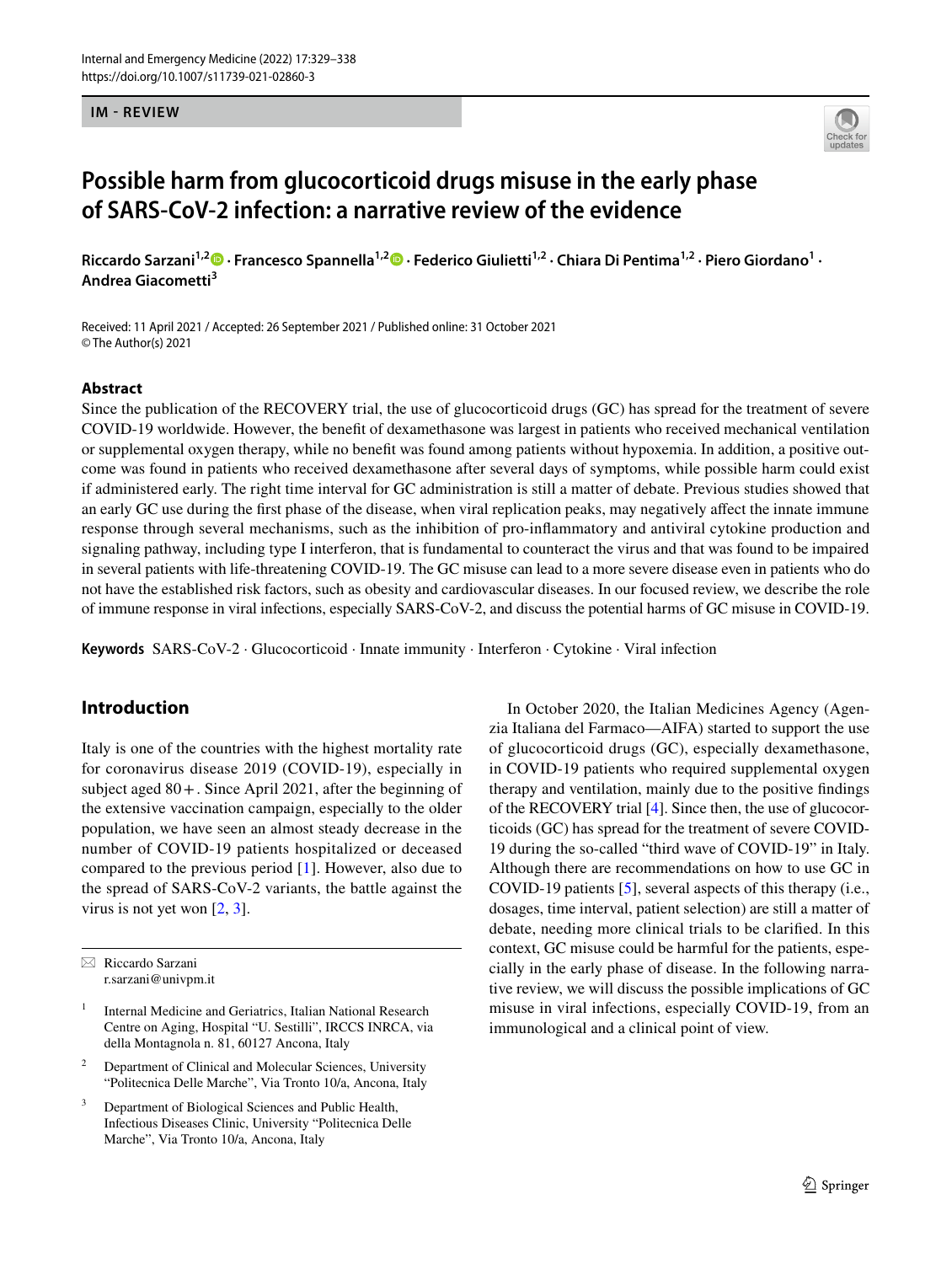IM - REVIEW

# Possible harm from glucocorticoid drugs misuse in the early phase of SARS-CoV-2 infection: a narrative review of the evidence

**Riccardo Sarzani[1,2] · Francesco Spannella[1,2] · Federico Giulietti[1,2] · Chiara Di Pentima[1,2] · Piero Giordano[1] · Andrea Giacometti[3]**

Received: 11 April 2021 / Accepted: 26 September 2021 / Published online: 31 October 2021
© The Author(s) 2021

## Abstract

Since the publication of the RECOVERY trial, the use of glucocorticoid drugs (GC) has spread for the treatment of severe COVID-19 worldwide. However, the benefit of dexamethasone was largest in patients who received mechanical ventilation or supplemental oxygen therapy, while no benefit was found among patients without hypoxemia. In addition, a positive outcome was found in patients who received dexamethasone after several days of symptoms, while possible harm could exist if administered early. The right time interval for GC administration is still a matter of debate. Previous studies showed that an early GC use during the first phase of the disease, when viral replication peaks, may negatively affect the innate immune response through several mechanisms, such as the inhibition of pro-inflammatory and antiviral cytokine production and signaling pathway, including type I interferon, that is fundamental to counteract the virus and that was found to be impaired in several patients with life-threatening COVID-19. The GC misuse can lead to a more severe disease even in patients who do not have the established risk factors, such as obesity and cardiovascular diseases. In our focused review, we describe the role of immune response in viral infections, especially SARS-CoV-2, and discuss the potential harms of GC misuse in COVID-19.

**Keywords** SARS-CoV-2 · Glucocorticoid · Innate immunity · Interferon · Cytokine · Viral infection

## Introduction

Italy is one of the countries with the highest mortality rate for coronavirus disease 2019 (COVID-19), especially in subject aged 80+. Since April 2021, after the beginning of the extensive vaccination campaign, especially to the older population, we have seen an almost steady decrease in the number of COVID-19 patients hospitalized or deceased compared to the previous period [1]. However, also due to the spread of SARS-CoV-2 variants, the battle against the virus is not yet won [2, 3].

In October 2020, the Italian Medicines Agency (Agenzia Italiana del Farmaco—AIFA) started to support the use of glucocorticoid drugs (GC), especially dexamethasone, in COVID-19 patients who required supplemental oxygen therapy and ventilation, mainly due to the positive findings of the RECOVERY trial [4]. Since then, the use of glucocorticoids (GC) has spread for the treatment of severe COVID-19 during the so-called "third wave of COVID-19" in Italy. Although there are recommendations on how to use GC in COVID-19 patients [5], several aspects of this therapy (i.e., dosages, time interval, patient selection) are still a matter of debate, needing more clinical trials to be clarified. In this context, GC misuse could be harmful for the patients, especially in the early phase of disease. In the following narrative review, we will discuss the possible implications of GC misuse in viral infections, especially COVID-19, from an immunological and a clinical point of view.

---

✉ Riccardo Sarzani
r.sarzani@univpm.it

[1] Internal Medicine and Geriatrics, Italian National Research Centre on Aging, Hospital "U. Sestilli", IRCCS INRCA, via della Montagnola n. 81, 60127 Ancona, Italy

[2] Department of Clinical and Molecular Sciences, University "Politecnica Delle Marche", Via Tronto 10/a, Ancona, Italy

[3] Department of Biological Sciences and Public Health, Infectious Diseases Clinic, University "Politecnica Delle Marche", Via Tronto 10/a, Ancona, Italy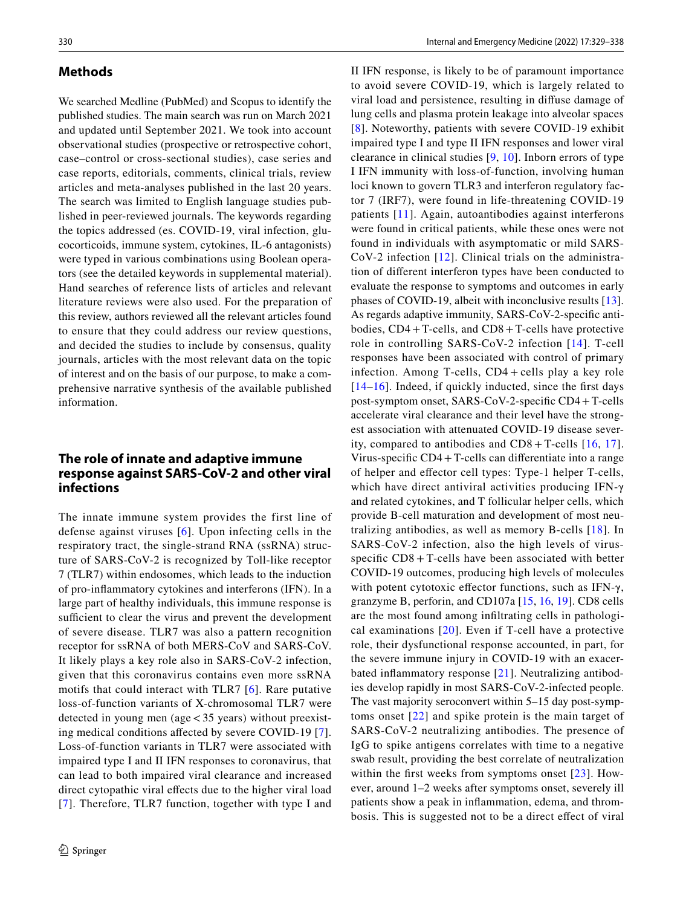## Methods

We searched Medline (PubMed) and Scopus to identify the published studies. The main search was run on March 2021 and updated until September 2021. We took into account observational studies (prospective or retrospective cohort, case–control or cross-sectional studies), case series and case reports, editorials, comments, clinical trials, review articles and meta-analyses published in the last 20 years. The search was limited to English language studies published in peer-reviewed journals. The keywords regarding the topics addressed (es. COVID-19, viral infection, glucocorticoids, immune system, cytokines, IL-6 antagonists) were typed in various combinations using Boolean operators (see the detailed keywords in supplemental material). Hand searches of reference lists of articles and relevant literature reviews were also used. For the preparation of this review, authors reviewed all the relevant articles found to ensure that they could address our review questions, and decided the studies to include by consensus, quality journals, articles with the most relevant data on the topic of interest and on the basis of our purpose, to make a comprehensive narrative synthesis of the available published information.

## The role of innate and adaptive immune response against SARS-CoV-2 and other viral infections

The innate immune system provides the first line of defense against viruses [6]. Upon infecting cells in the respiratory tract, the single-strand RNA (ssRNA) structure of SARS-CoV-2 is recognized by Toll-like receptor 7 (TLR7) within endosomes, which leads to the induction of pro-inflammatory cytokines and interferons (IFN). In a large part of healthy individuals, this immune response is sufficient to clear the virus and prevent the development of severe disease. TLR7 was also a pattern recognition receptor for ssRNA of both MERS-CoV and SARS-CoV. It likely plays a key role also in SARS-CoV-2 infection, given that this coronavirus contains even more ssRNA motifs that could interact with TLR7 [6]. Rare putative loss-of-function variants of X-chromosomal TLR7 were detected in young men (age < 35 years) without preexisting medical conditions affected by severe COVID-19 [7]. Loss-of-function variants in TLR7 were associated with impaired type I and II IFN responses to coronavirus, that can lead to both impaired viral clearance and increased direct cytopathic viral effects due to the higher viral load [7]. Therefore, TLR7 function, together with type I and II IFN response, is likely to be of paramount importance to avoid severe COVID-19, which is largely related to viral load and persistence, resulting in diffuse damage of lung cells and plasma protein leakage into alveolar spaces [8]. Noteworthy, patients with severe COVID-19 exhibit impaired type I and type II IFN responses and lower viral clearance in clinical studies [9, 10]. Inborn errors of type I IFN immunity with loss-of-function, involving human loci known to govern TLR3 and interferon regulatory factor 7 (IRF7), were found in life-threatening COVID-19 patients [11]. Again, autoantibodies against interferons were found in critical patients, while these ones were not found in individuals with asymptomatic or mild SARS-CoV-2 infection [12]. Clinical trials on the administration of different interferon types have been conducted to evaluate the response to symptoms and outcomes in early phases of COVID-19, albeit with inconclusive results [13]. As regards adaptive immunity, SARS-CoV-2-specific antibodies, CD4 + T-cells, and CD8 + T-cells have protective role in controlling SARS-CoV-2 infection [14]. T-cell responses have been associated with control of primary infection. Among T-cells, CD4 + cells play a key role [14–16]. Indeed, if quickly inducted, since the first days post-symptom onset, SARS-CoV-2-specific CD4 + T-cells accelerate viral clearance and their level have the strongest association with attenuated COVID-19 disease severity, compared to antibodies and CD8 + T-cells [16, 17]. Virus-specific CD4 + T-cells can differentiate into a range of helper and effector cell types: Type-1 helper T-cells, which have direct antiviral activities producing IFN-γ and related cytokines, and T follicular helper cells, which provide B-cell maturation and development of most neutralizing antibodies, as well as memory B-cells [18]. In SARS-CoV-2 infection, also the high levels of virus-specific CD8 + T-cells have been associated with better COVID-19 outcomes, producing high levels of molecules with potent cytotoxic effector functions, such as IFN-γ, granzyme B, perforin, and CD107a [15, 16, 19]. CD8 cells are the most found among infiltrating cells in pathological examinations [20]. Even if T-cell have a protective role, their dysfunctional response accounted, in part, for the severe immune injury in COVID-19 with an exacerbated inflammatory response [21]. Neutralizing antibodies develop rapidly in most SARS-CoV-2-infected people. The vast majority seroconvert within 5–15 day post-symptoms onset [22] and spike protein is the main target of SARS-CoV-2 neutralizing antibodies. The presence of IgG to spike antigens correlates with time to a negative swab result, providing the best correlate of neutralization within the first weeks from symptoms onset [23]. However, around 1–2 weeks after symptoms onset, severely ill patients show a peak in inflammation, edema, and thrombosis. This is suggested not to be a direct effect of viral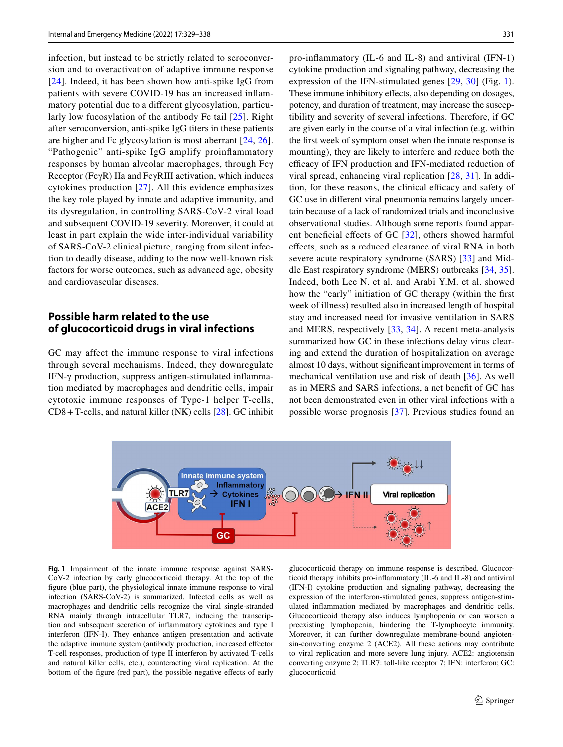infection, but instead to be strictly related to seroconversion and to overactivation of adaptive immune response [24]. Indeed, it has been shown how anti-spike IgG from patients with severe COVID-19 has an increased inflammatory potential due to a different glycosylation, particularly low fucosylation of the antibody Fc tail [25]. Right after seroconversion, anti-spike IgG titers in these patients are higher and Fc glycosylation is most aberrant [24, 26]. "Pathogenic" anti-spike IgG amplify proinflammatory responses by human alveolar macrophages, through Fcγ Receptor (FcγR) IIa and FcγRIII activation, which induces cytokines production [27]. All this evidence emphasizes the key role played by innate and adaptive immunity, and its dysregulation, in controlling SARS-CoV-2 viral load and subsequent COVID-19 severity. Moreover, it could at least in part explain the wide inter-individual variability of SARS-CoV-2 clinical picture, ranging from silent infection to deadly disease, adding to the now well-known risk factors for worse outcomes, such as advanced age, obesity and cardiovascular diseases.

## Possible harm related to the use of glucocorticoid drugs in viral infections

GC may affect the immune response to viral infections through several mechanisms. Indeed, they downregulate IFN-γ production, suppress antigen-stimulated inflammation mediated by macrophages and dendritic cells, impair cytotoxic immune responses of Type-1 helper T-cells, CD8 + T-cells, and natural killer (NK) cells [28]. GC inhibit pro-inflammatory (IL-6 and IL-8) and antiviral (IFN-1) cytokine production and signaling pathway, decreasing the expression of the IFN-stimulated genes [29, 30] (Fig. 1). These immune inhibitory effects, also depending on dosages, potency, and duration of treatment, may increase the susceptibility and severity of several infections. Therefore, if GC are given early in the course of a viral infection (e.g. within the first week of symptom onset when the innate response is mounting), they are likely to interfere and reduce both the efficacy of IFN production and IFN-mediated reduction of viral spread, enhancing viral replication [28, 31]. In addition, for these reasons, the clinical efficacy and safety of GC use in different viral pneumonia remains largely uncertain because of a lack of randomized trials and inconclusive observational studies. Although some reports found apparent beneficial effects of GC [32], others showed harmful effects, such as a reduced clearance of viral RNA in both severe acute respiratory syndrome (SARS) [33] and Middle East respiratory syndrome (MERS) outbreaks [34, 35]. Indeed, both Lee N. et al. and Arabi Y.M. et al. showed how the "early" initiation of GC therapy (within the first week of illness) resulted also in increased length of hospital stay and increased need for invasive ventilation in SARS and MERS, respectively [33, 34]. A recent meta-analysis summarized how GC in these infections delay virus clearing and extend the duration of hospitalization on average almost 10 days, without significant improvement in terms of mechanical ventilation use and risk of death [36]. As well as in MERS and SARS infections, a net benefit of GC has not been demonstrated even in other viral infections with a possible worse prognosis [37]. Previous studies found an

**Fig. 1** Impairment of the innate immune response against SARS-CoV-2 infection by early glucocorticoid therapy. At the top of the figure (blue part), the physiological innate immune response to viral infection (SARS-CoV-2) is summarized. Infected cells as well as macrophages and dendritic cells recognize the viral single-stranded RNA mainly through intracellular TLR7, inducing the transcription and subsequent secretion of inflammatory cytokines and type I interferon (IFN-I). They enhance antigen presentation and activate the adaptive immune system (antibody production, increased effector T-cell responses, production of type II interferon by activated T-cells and natural killer cells, etc.), counteracting viral replication. At the bottom of the figure (red part), the possible negative effects of early glucocorticoid therapy on immune response is described. Glucocorticoid therapy inhibits pro-inflammatory (IL-6 and IL-8) and antiviral (IFN-I) cytokine production and signaling pathway, decreasing the expression of the interferon-stimulated genes, suppress antigen-stimulated inflammation mediated by macrophages and dendritic cells. Glucocorticoid therapy also induces lymphopenia or can worsen a preexisting lymphopenia, hindering the T-lymphocyte immunity. Moreover, it can further downregulate membrane-bound angiotensin-converting enzyme 2 (ACE2). All these actions may contribute to viral replication and more severe lung injury. ACE2: angiotensin converting enzyme 2; TLR7: toll-like receptor 7; IFN: interferon; GC: glucocorticoid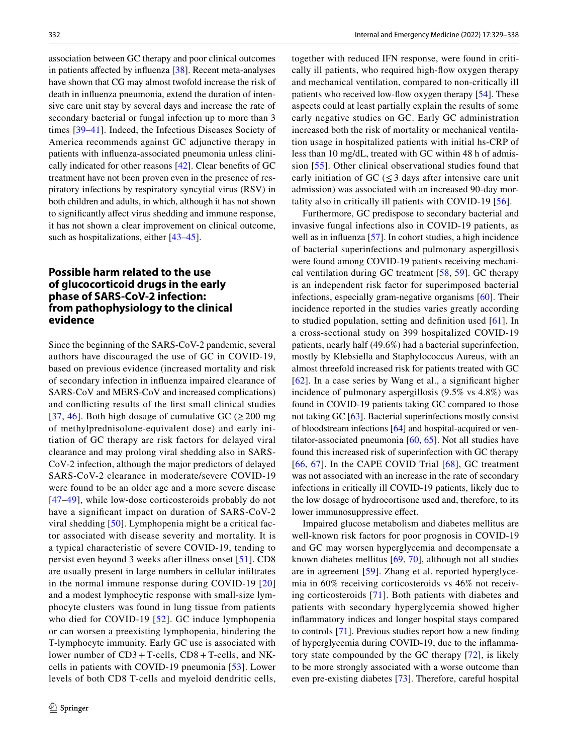association between GC therapy and poor clinical outcomes in patients affected by influenza [38]. Recent meta-analyses have shown that CG may almost twofold increase the risk of death in influenza pneumonia, extend the duration of intensive care unit stay by several days and increase the rate of secondary bacterial or fungal infection up to more than 3 times [39–41]. Indeed, the Infectious Diseases Society of America recommends against GC adjunctive therapy in patients with influenza-associated pneumonia unless clinically indicated for other reasons [42]. Clear benefits of GC treatment have not been proven even in the presence of respiratory infections by respiratory syncytial virus (RSV) in both children and adults, in which, although it has not shown to significantly affect virus shedding and immune response, it has not shown a clear improvement on clinical outcome, such as hospitalizations, either [43–45].

## Possible harm related to the use of glucocorticoid drugs in the early phase of SARS-CoV-2 infection: from pathophysiology to the clinical evidence

Since the beginning of the SARS-CoV-2 pandemic, several authors have discouraged the use of GC in COVID-19, based on previous evidence (increased mortality and risk of secondary infection in influenza impaired clearance of SARS-CoV and MERS-CoV and increased complications) and conflicting results of the first small clinical studies [37, 46]. Both high dosage of cumulative GC (≥ 200 mg of methylprednisolone-equivalent dose) and early initiation of GC therapy are risk factors for delayed viral clearance and may prolong viral shedding also in SARS-CoV-2 infection, although the major predictors of delayed SARS-CoV-2 clearance in moderate/severe COVID-19 were found to be an older age and a more severe disease [47–49], while low-dose corticosteroids probably do not have a significant impact on duration of SARS-CoV-2 viral shedding [50]. Lymphopenia might be a critical factor associated with disease severity and mortality. It is a typical characteristic of severe COVID-19, tending to persist even beyond 3 weeks after illness onset [51]. CD8 are usually present in large numbers in cellular infiltrates in the normal immune response during COVID-19 [20] and a modest lymphocytic response with small-size lymphocyte clusters was found in lung tissue from patients who died for COVID-19 [52]. GC induce lymphopenia or can worsen a preexisting lymphopenia, hindering the T-lymphocyte immunity. Early GC use is associated with lower number of CD3 + T-cells, CD8 + T-cells, and NK-cells in patients with COVID-19 pneumonia [53]. Lower levels of both CD8 T-cells and myeloid dendritic cells, together with reduced IFN response, were found in critically ill patients, who required high-flow oxygen therapy and mechanical ventilation, compared to non-critically ill patients who received low-flow oxygen therapy [54]. These aspects could at least partially explain the results of some early negative studies on GC. Early GC administration increased both the risk of mortality or mechanical ventilation usage in hospitalized patients with initial hs-CRP of less than 10 mg/dL, treated with GC within 48 h of admission [55]. Other clinical observational studies found that early initiation of GC (≤ 3 days after intensive care unit admission) was associated with an increased 90-day mortality also in critically ill patients with COVID-19 [56].

Furthermore, GC predispose to secondary bacterial and invasive fungal infections also in COVID-19 patients, as well as in influenza [57]. In cohort studies, a high incidence of bacterial superinfections and pulmonary aspergillosis were found among COVID-19 patients receiving mechanical ventilation during GC treatment [58, 59]. GC therapy is an independent risk factor for superimposed bacterial infections, especially gram-negative organisms [60]. Their incidence reported in the studies varies greatly according to studied population, setting and definition used [61]. In a cross-sectional study on 399 hospitalized COVID-19 patients, nearly half (49.6%) had a bacterial superinfection, mostly by Klebsiella and Staphylococcus Aureus, with an almost threefold increased risk for patients treated with GC [62]. In a case series by Wang et al., a significant higher incidence of pulmonary aspergillosis (9.5% vs 4.8%) was found in COVID-19 patients taking GC compared to those not taking GC [63]. Bacterial superinfections mostly consist of bloodstream infections [64] and hospital-acquired or ventilator-associated pneumonia [60, 65]. Not all studies have found this increased risk of superinfection with GC therapy [66, 67]. In the CAPE COVID Trial [68], GC treatment was not associated with an increase in the rate of secondary infections in critically ill COVID-19 patients, likely due to the low dosage of hydrocortisone used and, therefore, to its lower immunosuppressive effect.

Impaired glucose metabolism and diabetes mellitus are well-known risk factors for poor prognosis in COVID-19 and GC may worsen hyperglycemia and decompensate a known diabetes mellitus [69, 70], although not all studies are in agreement [59]. Zhang et al. reported hyperglycemia in 60% receiving corticosteroids vs 46% not receiving corticosteroids [71]. Both patients with diabetes and patients with secondary hyperglycemia showed higher inflammatory indices and longer hospital stays compared to controls [71]. Previous studies report how a new finding of hyperglycemia during COVID-19, due to the inflammatory state compounded by the GC therapy [72], is likely to be more strongly associated with a worse outcome than even pre-existing diabetes [73]. Therefore, careful hospital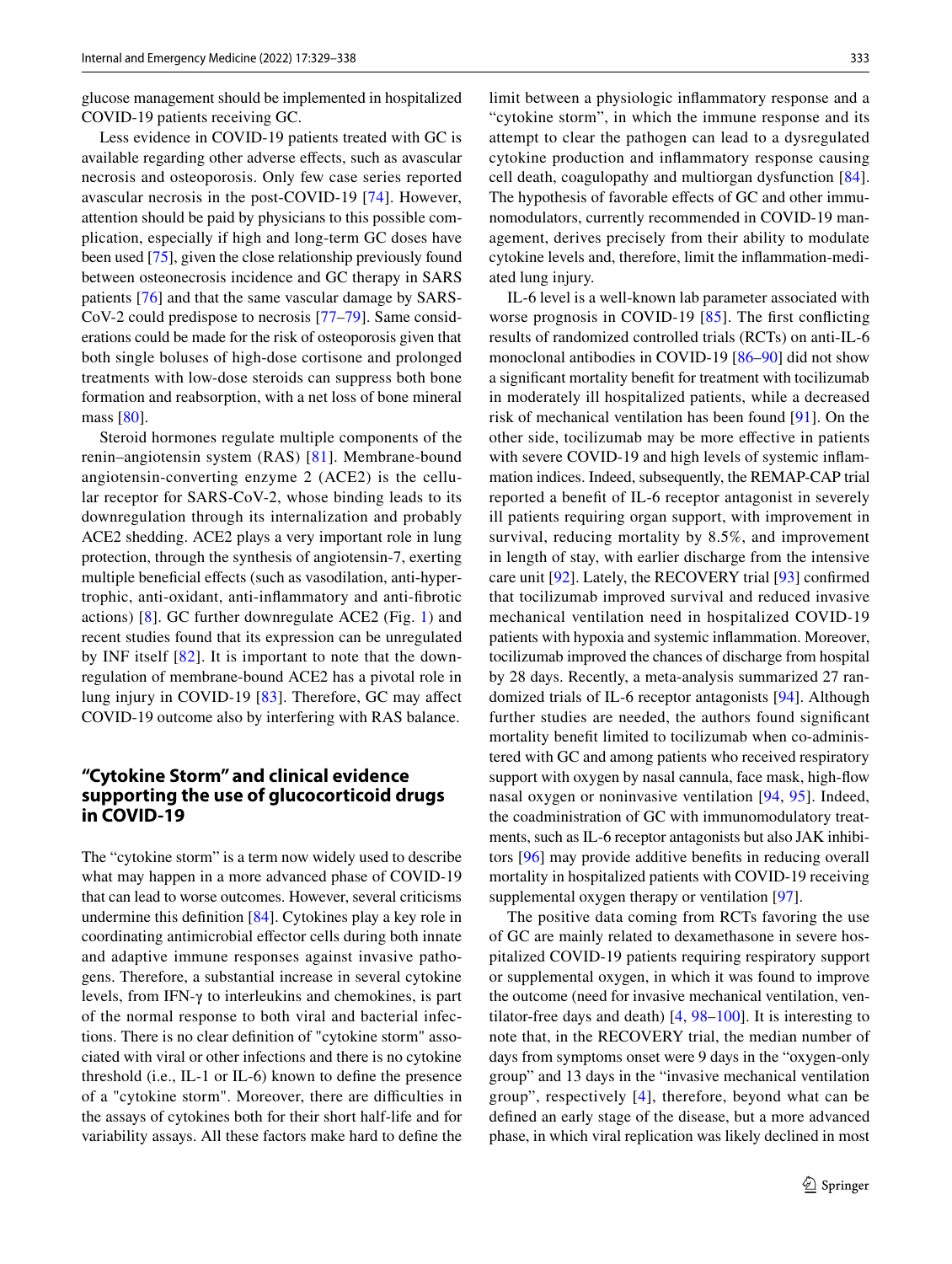glucose management should be implemented in hospitalized COVID-19 patients receiving GC.

Less evidence in COVID-19 patients treated with GC is available regarding other adverse effects, such as avascular necrosis and osteoporosis. Only few case series reported avascular necrosis in the post-COVID-19 [74]. However, attention should be paid by physicians to this possible complication, especially if high and long-term GC doses have been used [75], given the close relationship previously found between osteonecrosis incidence and GC therapy in SARS patients [76] and that the same vascular damage by SARS-CoV-2 could predispose to necrosis [77–79]. Same considerations could be made for the risk of osteoporosis given that both single boluses of high-dose cortisone and prolonged treatments with low-dose steroids can suppress both bone formation and reabsorption, with a net loss of bone mineral mass [80].

Steroid hormones regulate multiple components of the renin–angiotensin system (RAS) [81]. Membrane-bound angiotensin-converting enzyme 2 (ACE2) is the cellular receptor for SARS-CoV-2, whose binding leads to its downregulation through its internalization and probably ACE2 shedding. ACE2 plays a very important role in lung protection, through the synthesis of angiotensin-7, exerting multiple beneficial effects (such as vasodilation, anti-hypertrophic, anti-oxidant, anti-inflammatory and anti-fibrotic actions) [8]. GC further downregulate ACE2 (Fig. 1) and recent studies found that its expression can be unregulated by INF itself [82]. It is important to note that the downregulation of membrane-bound ACE2 has a pivotal role in lung injury in COVID-19 [83]. Therefore, GC may affect COVID-19 outcome also by interfering with RAS balance.

## "Cytokine Storm" and clinical evidence supporting the use of glucocorticoid drugs in COVID-19

The "cytokine storm" is a term now widely used to describe what may happen in a more advanced phase of COVID-19 that can lead to worse outcomes. However, several criticisms undermine this definition [84]. Cytokines play a key role in coordinating antimicrobial effector cells during both innate and adaptive immune responses against invasive pathogens. Therefore, a substantial increase in several cytokine levels, from IFN-γ to interleukins and chemokines, is part of the normal response to both viral and bacterial infections. There is no clear definition of "cytokine storm" associated with viral or other infections and there is no cytokine threshold (i.e., IL-1 or IL-6) known to define the presence of a "cytokine storm". Moreover, there are difficulties in the assays of cytokines both for their short half-life and for variability assays. All these factors make hard to define the limit between a physiologic inflammatory response and a "cytokine storm", in which the immune response and its attempt to clear the pathogen can lead to a dysregulated cytokine production and inflammatory response causing cell death, coagulopathy and multiorgan dysfunction [84]. The hypothesis of favorable effects of GC and other immunomodulators, currently recommended in COVID-19 management, derives precisely from their ability to modulate cytokine levels and, therefore, limit the inflammation-mediated lung injury.

IL-6 level is a well-known lab parameter associated with worse prognosis in COVID-19 [85]. The first conflicting results of randomized controlled trials (RCTs) on anti-IL-6 monoclonal antibodies in COVID-19 [86–90] did not show a significant mortality benefit for treatment with tocilizumab in moderately ill hospitalized patients, while a decreased risk of mechanical ventilation has been found [91]. On the other side, tocilizumab may be more effective in patients with severe COVID-19 and high levels of systemic inflammation indices. Indeed, subsequently, the REMAP-CAP trial reported a benefit of IL-6 receptor antagonist in severely ill patients requiring organ support, with improvement in survival, reducing mortality by 8.5%, and improvement in length of stay, with earlier discharge from the intensive care unit [92]. Lately, the RECOVERY trial [93] confirmed that tocilizumab improved survival and reduced invasive mechanical ventilation need in hospitalized COVID-19 patients with hypoxia and systemic inflammation. Moreover, tocilizumab improved the chances of discharge from hospital by 28 days. Recently, a meta-analysis summarized 27 randomized trials of IL-6 receptor antagonists [94]. Although further studies are needed, the authors found significant mortality benefit limited to tocilizumab when co-administered with GC and among patients who received respiratory support with oxygen by nasal cannula, face mask, high-flow nasal oxygen or noninvasive ventilation [94, 95]. Indeed, the coadministration of GC with immunomodulatory treatments, such as IL-6 receptor antagonists but also JAK inhibitors [96] may provide additive benefits in reducing overall mortality in hospitalized patients with COVID-19 receiving supplemental oxygen therapy or ventilation [97].

The positive data coming from RCTs favoring the use of GC are mainly related to dexamethasone in severe hospitalized COVID-19 patients requiring respiratory support or supplemental oxygen, in which it was found to improve the outcome (need for invasive mechanical ventilation, ventilator-free days and death) [4, 98–100]. It is interesting to note that, in the RECOVERY trial, the median number of days from symptoms onset were 9 days in the "oxygen-only group" and 13 days in the "invasive mechanical ventilation group", respectively [4], therefore, beyond what can be defined an early stage of the disease, but a more advanced phase, in which viral replication was likely declined in most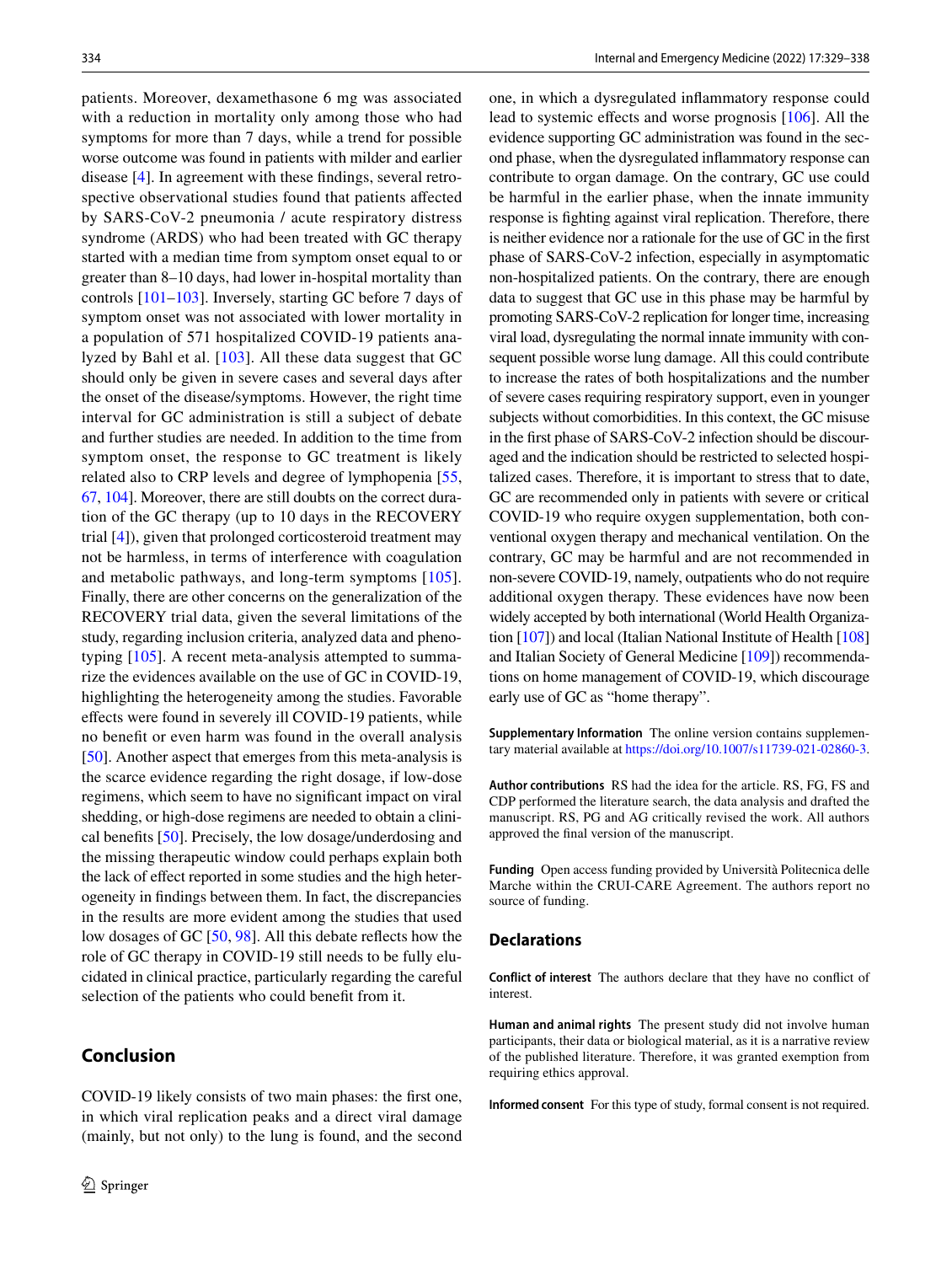patients. Moreover, dexamethasone 6 mg was associated with a reduction in mortality only among those who had symptoms for more than 7 days, while a trend for possible worse outcome was found in patients with milder and earlier disease [4]. In agreement with these findings, several retrospective observational studies found that patients affected by SARS-CoV-2 pneumonia / acute respiratory distress syndrome (ARDS) who had been treated with GC therapy started with a median time from symptom onset equal to or greater than 8–10 days, had lower in-hospital mortality than controls [101–103]. Inversely, starting GC before 7 days of symptom onset was not associated with lower mortality in a population of 571 hospitalized COVID-19 patients analyzed by Bahl et al. [103]. All these data suggest that GC should only be given in severe cases and several days after the onset of the disease/symptoms. However, the right time interval for GC administration is still a subject of debate and further studies are needed. In addition to the time from symptom onset, the response to GC treatment is likely related also to CRP levels and degree of lymphopenia [55, 67, 104]. Moreover, there are still doubts on the correct duration of the GC therapy (up to 10 days in the RECOVERY trial [4]), given that prolonged corticosteroid treatment may not be harmless, in terms of interference with coagulation and metabolic pathways, and long-term symptoms [105]. Finally, there are other concerns on the generalization of the RECOVERY trial data, given the several limitations of the study, regarding inclusion criteria, analyzed data and phenotyping [105]. A recent meta-analysis attempted to summarize the evidences available on the use of GC in COVID-19, highlighting the heterogeneity among the studies. Favorable effects were found in severely ill COVID-19 patients, while no benefit or even harm was found in the overall analysis [50]. Another aspect that emerges from this meta-analysis is the scarce evidence regarding the right dosage, if low-dose regimens, which seem to have no significant impact on viral shedding, or high-dose regimens are needed to obtain a clinical benefits [50]. Precisely, the low dosage/underdosing and the missing therapeutic window could perhaps explain both the lack of effect reported in some studies and the high heterogeneity in findings between them. In fact, the discrepancies in the results are more evident among the studies that used low dosages of GC [50, 98]. All this debate reflects how the role of GC therapy in COVID-19 still needs to be fully elucidated in clinical practice, particularly regarding the careful selection of the patients who could benefit from it.

## Conclusion

COVID-19 likely consists of two main phases: the first one, in which viral replication peaks and a direct viral damage (mainly, but not only) to the lung is found, and the second one, in which a dysregulated inflammatory response could lead to systemic effects and worse prognosis [106]. All the evidence supporting GC administration was found in the second phase, when the dysregulated inflammatory response can contribute to organ damage. On the contrary, GC use could be harmful in the earlier phase, when the innate immunity response is fighting against viral replication. Therefore, there is neither evidence nor a rationale for the use of GC in the first phase of SARS-CoV-2 infection, especially in asymptomatic non-hospitalized patients. On the contrary, there are enough data to suggest that GC use in this phase may be harmful by promoting SARS-CoV-2 replication for longer time, increasing viral load, dysregulating the normal innate immunity with consequent possible worse lung damage. All this could contribute to increase the rates of both hospitalizations and the number of severe cases requiring respiratory support, even in younger subjects without comorbidities. In this context, the GC misuse in the first phase of SARS-CoV-2 infection should be discouraged and the indication should be restricted to selected hospitalized cases. Therefore, it is important to stress that to date, GC are recommended only in patients with severe or critical COVID-19 who require oxygen supplementation, both conventional oxygen therapy and mechanical ventilation. On the contrary, GC may be harmful and are not recommended in non-severe COVID-19, namely, outpatients who do not require additional oxygen therapy. These evidences have now been widely accepted by both international (World Health Organization [107]) and local (Italian National Institute of Health [108] and Italian Society of General Medicine [109]) recommendations on home management of COVID-19, which discourage early use of GC as "home therapy".

**Supplementary Information** The online version contains supplementary material available at https://doi.org/10.1007/s11739-021-02860-3.

**Author contributions** RS had the idea for the article. RS, FG, FS and CDP performed the literature search, the data analysis and drafted the manuscript. RS, PG and AG critically revised the work. All authors approved the final version of the manuscript.

**Funding** Open access funding provided by Università Politecnica delle Marche within the CRUI-CARE Agreement. The authors report no source of funding.

## Declarations

**Conflict of interest** The authors declare that they have no conflict of interest.

**Human and animal rights** The present study did not involve human participants, their data or biological material, as it is a narrative review of the published literature. Therefore, it was granted exemption from requiring ethics approval.

**Informed consent** For this type of study, formal consent is not required.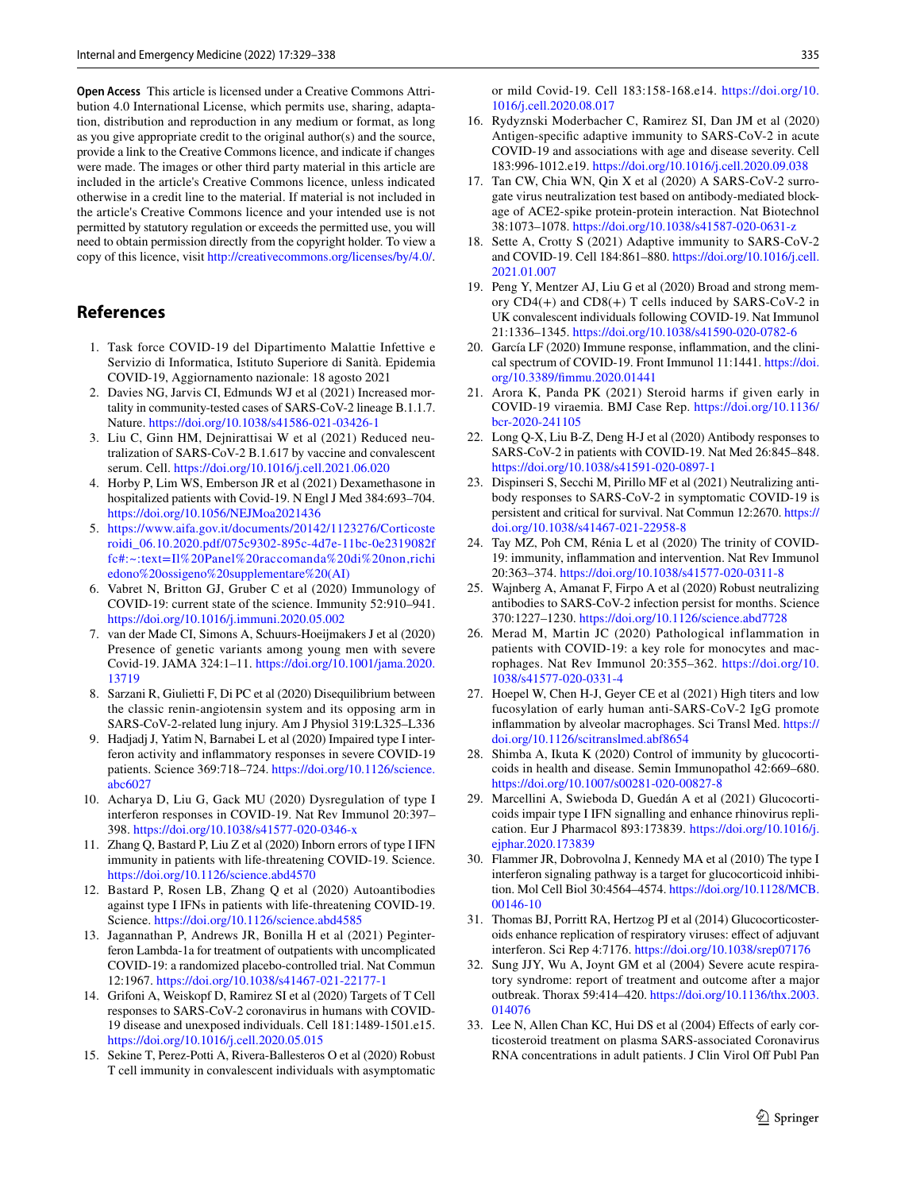**Open Access** This article is licensed under a Creative Commons Attribution 4.0 International License, which permits use, sharing, adaptation, distribution and reproduction in any medium or format, as long as you give appropriate credit to the original author(s) and the source, provide a link to the Creative Commons licence, and indicate if changes were made. The images or other third party material in this article are included in the article's Creative Commons licence, unless indicated otherwise in a credit line to the material. If material is not included in the article's Creative Commons licence and your intended use is not permitted by statutory regulation or exceeds the permitted use, you will need to obtain permission directly from the copyright holder. To view a copy of this licence, visit http://creativecommons.org/licenses/by/4.0/.

## References

1. Task force COVID-19 del Dipartimento Malattie Infettive e Servizio di Informatica, Istituto Superiore di Sanità. Epidemia COVID-19, Aggiornamento nazionale: 18 agosto 2021
2. Davies NG, Jarvis CI, Edmunds WJ et al (2021) Increased mortality in community-tested cases of SARS-CoV-2 lineage B.1.1.7. Nature. https://doi.org/10.1038/s41586-021-03426-1
3. Liu C, Ginn HM, Dejnirattisai W et al (2021) Reduced neutralization of SARS-CoV-2 B.1.617 by vaccine and convalescent serum. Cell. https://doi.org/10.1016/j.cell.2021.06.020
4. Horby P, Lim WS, Emberson JR et al (2021) Dexamethasone in hospitalized patients with Covid-19. N Engl J Med 384:693–704. https://doi.org/10.1056/NEJMoa2021436
5. https://www.aifa.gov.it/documents/20142/1123276/Corticosteroidi_06.10.2020.pdf/075c9302-895c-4d7e-11bc-0e2319082ffc#:~:text=Il%20Panel%20raccomanda%20di%20non,richiedono%20ossigeno%20supplementare%20(AI)
6. Vabret N, Britton GJ, Gruber C et al (2020) Immunology of COVID-19: current state of the science. Immunity 52:910–941. https://doi.org/10.1016/j.immuni.2020.05.002
7. van der Made CI, Simons A, Schuurs-Hoeijmakers J et al (2020) Presence of genetic variants among young men with severe Covid-19. JAMA 324:1–11. https://doi.org/10.1001/jama.2020.13719
8. Sarzani R, Giulietti F, Di PC et al (2020) Disequilibrium between the classic renin-angiotensin system and its opposing arm in SARS-CoV-2-related lung injury. Am J Physiol 319:L325–L336
9. Hadjadj J, Yatim N, Barnabei L et al (2020) Impaired type I interferon activity and inflammatory responses in severe COVID-19 patients. Science 369:718–724. https://doi.org/10.1126/science.abc6027
10. Acharya D, Liu G, Gack MU (2020) Dysregulation of type I interferon responses in COVID-19. Nat Rev Immunol 20:397–398. https://doi.org/10.1038/s41577-020-0346-x
11. Zhang Q, Bastard P, Liu Z et al (2020) Inborn errors of type I IFN immunity in patients with life-threatening COVID-19. Science. https://doi.org/10.1126/science.abd4570
12. Bastard P, Rosen LB, Zhang Q et al (2020) Autoantibodies against type I IFNs in patients with life-threatening COVID-19. Science. https://doi.org/10.1126/science.abd4585
13. Jagannathan P, Andrews JR, Bonilla H et al (2021) Peginterferon Lambda-1a for treatment of outpatients with uncomplicated COVID-19: a randomized placebo-controlled trial. Nat Commun 12:1967. https://doi.org/10.1038/s41467-021-22177-1
14. Grifoni A, Weiskopf D, Ramirez SI et al (2020) Targets of T Cell responses to SARS-CoV-2 coronavirus in humans with COVID-19 disease and unexposed individuals. Cell 181:1489-1501.e15. https://doi.org/10.1016/j.cell.2020.05.015
15. Sekine T, Perez-Potti A, Rivera-Ballesteros O et al (2020) Robust T cell immunity in convalescent individuals with asymptomatic or mild Covid-19. Cell 183:158-168.e14. https://doi.org/10.1016/j.cell.2020.08.017
16. Rydyznski Moderbacher C, Ramirez SI, Dan JM et al (2020) Antigen-specific adaptive immunity to SARS-CoV-2 in acute COVID-19 and associations with age and disease severity. Cell 183:996-1012.e19. https://doi.org/10.1016/j.cell.2020.09.038
17. Tan CW, Chia WN, Qin X et al (2020) A SARS-CoV-2 surrogate virus neutralization test based on antibody-mediated blockage of ACE2-spike protein-protein interaction. Nat Biotechnol 38:1073–1078. https://doi.org/10.1038/s41587-020-0631-z
18. Sette A, Crotty S (2021) Adaptive immunity to SARS-CoV-2 and COVID-19. Cell 184:861–880. https://doi.org/10.1016/j.cell.2021.01.007
19. Peng Y, Mentzer AJ, Liu G et al (2020) Broad and strong memory CD4(+) and CD8(+) T cells induced by SARS-CoV-2 in UK convalescent individuals following COVID-19. Nat Immunol 21:1336–1345. https://doi.org/10.1038/s41590-020-0782-6
20. García LF (2020) Immune response, inflammation, and the clinical spectrum of COVID-19. Front Immunol 11:1441. https://doi.org/10.3389/fimmu.2020.01441
21. Arora K, Panda PK (2021) Steroid harms if given early in COVID-19 viraemia. BMJ Case Rep. https://doi.org/10.1136/bcr-2020-241105
22. Long Q-X, Liu B-Z, Deng H-J et al (2020) Antibody responses to SARS-CoV-2 in patients with COVID-19. Nat Med 26:845–848. https://doi.org/10.1038/s41591-020-0897-1
23. Dispinseri S, Secchi M, Pirillo MF et al (2021) Neutralizing antibody responses to SARS-CoV-2 in symptomatic COVID-19 is persistent and critical for survival. Nat Commun 12:2670. https://doi.org/10.1038/s41467-021-22958-8
24. Tay MZ, Poh CM, Rénia L et al (2020) The trinity of COVID-19: immunity, inflammation and intervention. Nat Rev Immunol 20:363–374. https://doi.org/10.1038/s41577-020-0311-8
25. Wajnberg A, Amanat F, Firpo A et al (2020) Robust neutralizing antibodies to SARS-CoV-2 infection persist for months. Science 370:1227–1230. https://doi.org/10.1126/science.abd7728
26. Merad M, Martin JC (2020) Pathological inflammation in patients with COVID-19: a key role for monocytes and macrophages. Nat Rev Immunol 20:355–362. https://doi.org/10.1038/s41577-020-0331-4
27. Hoepel W, Chen H-J, Geyer CE et al (2021) High titers and low fucosylation of early human anti-SARS-CoV-2 IgG promote inflammation by alveolar macrophages. Sci Transl Med. https://doi.org/10.1126/scitranslmed.abf8654
28. Shimba A, Ikuta K (2020) Control of immunity by glucocorticoids in health and disease. Semin Immunopathol 42:669–680. https://doi.org/10.1007/s00281-020-00827-8
29. Marcellini A, Swieboda D, Guedán A et al (2021) Glucocorticoids impair type I IFN signalling and enhance rhinovirus replication. Eur J Pharmacol 893:173839. https://doi.org/10.1016/j.ejphar.2020.173839
30. Flammer JR, Dobrovolna J, Kennedy MA et al (2010) The type I interferon signaling pathway is a target for glucocorticoid inhibition. Mol Cell Biol 30:4564–4574. https://doi.org/10.1128/MCB.00146-10
31. Thomas BJ, Porritt RA, Hertzog PJ et al (2014) Glucocorticosteroids enhance replication of respiratory viruses: effect of adjuvant interferon. Sci Rep 4:7176. https://doi.org/10.1038/srep07176
32. Sung JJY, Wu A, Joynt GM et al (2004) Severe acute respiratory syndrome: report of treatment and outcome after a major outbreak. Thorax 59:414–420. https://doi.org/10.1136/thx.2003.014076
33. Lee N, Allen Chan KC, Hui DS et al (2004) Effects of early corticosteroid treatment on plasma SARS-associated Coronavirus RNA concentrations in adult patients. J Clin Virol Off Publ Pan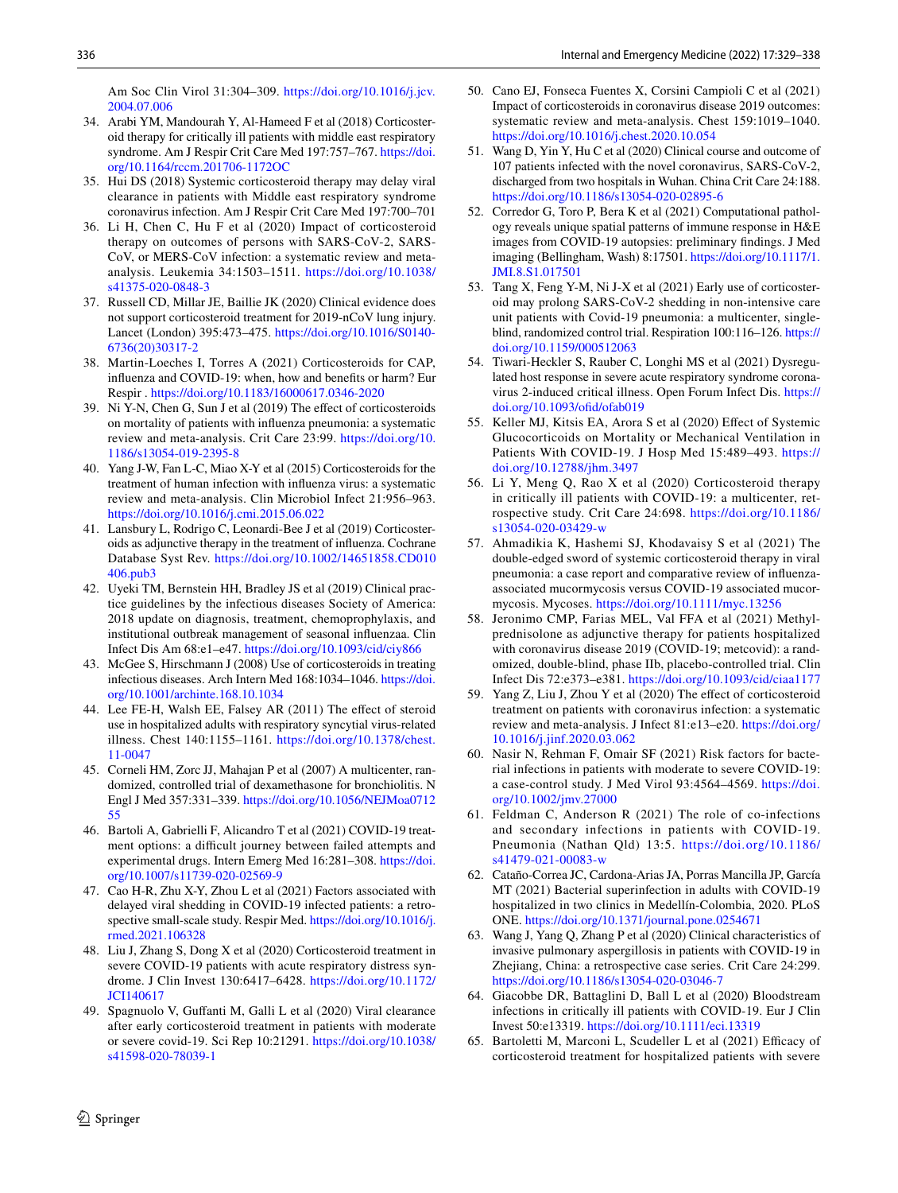Am Soc Clin Virol 31:304–309. https://doi.org/10.1016/j.jcv.2004.07.006

34. Arabi YM, Mandourah Y, Al-Hameed F et al (2018) Corticosteroid therapy for critically ill patients with middle east respiratory syndrome. Am J Respir Crit Care Med 197:757–767. https://doi.org/10.1164/rccm.201706-1172OC
35. Hui DS (2018) Systemic corticosteroid therapy may delay viral clearance in patients with Middle east respiratory syndrome coronavirus infection. Am J Respir Crit Care Med 197:700–701
36. Li H, Chen C, Hu F et al (2020) Impact of corticosteroid therapy on outcomes of persons with SARS-CoV-2, SARS-CoV, or MERS-CoV infection: a systematic review and meta-analysis. Leukemia 34:1503–1511. https://doi.org/10.1038/s41375-020-0848-3
37. Russell CD, Millar JE, Baillie JK (2020) Clinical evidence does not support corticosteroid treatment for 2019-nCoV lung injury. Lancet (London) 395:473–475. https://doi.org/10.1016/S0140-6736(20)30317-2
38. Martin-Loeches I, Torres A (2021) Corticosteroids for CAP, influenza and COVID-19: when, how and benefits or harm? Eur Respir . https://doi.org/10.1183/16000617.0346-2020
39. Ni Y-N, Chen G, Sun J et al (2019) The effect of corticosteroids on mortality of patients with influenza pneumonia: a systematic review and meta-analysis. Crit Care 23:99. https://doi.org/10.1186/s13054-019-2395-8
40. Yang J-W, Fan L-C, Miao X-Y et al (2015) Corticosteroids for the treatment of human infection with influenza virus: a systematic review and meta-analysis. Clin Microbiol Infect 21:956–963. https://doi.org/10.1016/j.cmi.2015.06.022
41. Lansbury L, Rodrigo C, Leonardi-Bee J et al (2019) Corticosteroids as adjunctive therapy in the treatment of influenza. Cochrane Database Syst Rev. https://doi.org/10.1002/14651858.CD010406.pub3
42. Uyeki TM, Bernstein HH, Bradley JS et al (2019) Clinical practice guidelines by the infectious diseases Society of America: 2018 update on diagnosis, treatment, chemoprophylaxis, and institutional outbreak management of seasonal influenzaa. Clin Infect Dis Am 68:e1–e47. https://doi.org/10.1093/cid/ciy866
43. McGee S, Hirschmann J (2008) Use of corticosteroids in treating infectious diseases. Arch Intern Med 168:1034–1046. https://doi.org/10.1001/archinte.168.10.1034
44. Lee FE-H, Walsh EE, Falsey AR (2011) The effect of steroid use in hospitalized adults with respiratory syncytial virus-related illness. Chest 140:1155–1161. https://doi.org/10.1378/chest.11-0047
45. Corneli HM, Zorc JJ, Mahajan P et al (2007) A multicenter, randomized, controlled trial of dexamethasone for bronchiolitis. N Engl J Med 357:331–339. https://doi.org/10.1056/NEJMoa071255
46. Bartoli A, Gabrielli F, Alicandro T et al (2021) COVID-19 treatment options: a difficult journey between failed attempts and experimental drugs. Intern Emerg Med 16:281–308. https://doi.org/10.1007/s11739-020-02569-9
47. Cao H-R, Zhu X-Y, Zhou L et al (2021) Factors associated with delayed viral shedding in COVID-19 infected patients: a retrospective small-scale study. Respir Med. https://doi.org/10.1016/j.rmed.2021.106328
48. Liu J, Zhang S, Dong X et al (2020) Corticosteroid treatment in severe COVID-19 patients with acute respiratory distress syndrome. J Clin Invest 130:6417–6428. https://doi.org/10.1172/JCI140617
49. Spagnuolo V, Guffanti M, Galli L et al (2020) Viral clearance after early corticosteroid treatment in patients with moderate or severe covid-19. Sci Rep 10:21291. https://doi.org/10.1038/s41598-020-78039-1
50. Cano EJ, Fonseca Fuentes X, Corsini Campioli C et al (2021) Impact of corticosteroids in coronavirus disease 2019 outcomes: systematic review and meta-analysis. Chest 159:1019–1040. https://doi.org/10.1016/j.chest.2020.10.054
51. Wang D, Yin Y, Hu C et al (2020) Clinical course and outcome of 107 patients infected with the novel coronavirus, SARS-CoV-2, discharged from two hospitals in Wuhan. China Crit Care 24:188. https://doi.org/10.1186/s13054-020-02895-6
52. Corredor G, Toro P, Bera K et al (2021) Computational pathology reveals unique spatial patterns of immune response in H&E images from COVID-19 autopsies: preliminary findings. J Med imaging (Bellingham, Wash) 8:17501. https://doi.org/10.1117/1.JMI.8.S1.017501
53. Tang X, Feng Y-M, Ni J-X et al (2021) Early use of corticosteroid may prolong SARS-CoV-2 shedding in non-intensive care unit patients with Covid-19 pneumonia: a multicenter, single-blind, randomized control trial. Respiration 100:116–126. https://doi.org/10.1159/000512063
54. Tiwari-Heckler S, Rauber C, Longhi MS et al (2021) Dysregulated host response in severe acute respiratory syndrome coronavirus 2-induced critical illness. Open Forum Infect Dis. https://doi.org/10.1093/ofid/ofab019
55. Keller MJ, Kitsis EA, Arora S et al (2020) Effect of Systemic Glucocorticoids on Mortality or Mechanical Ventilation in Patients With COVID-19. J Hosp Med 15:489–493. https://doi.org/10.12788/jhm.3497
56. Li Y, Meng Q, Rao X et al (2020) Corticosteroid therapy in critically ill patients with COVID-19: a multicenter, retrospective study. Crit Care 24:698. https://doi.org/10.1186/s13054-020-03429-w
57. Ahmadikia K, Hashemi SJ, Khodavaisy S et al (2021) The double-edged sword of systemic corticosteroid therapy in viral pneumonia: a case report and comparative review of influenza-associated mucormycosis versus COVID-19 associated mucormycosis. Mycoses. https://doi.org/10.1111/myc.13256
58. Jeronimo CMP, Farias MEL, Val FFA et al (2021) Methylprednisolone as adjunctive therapy for patients hospitalized with coronavirus disease 2019 (COVID-19; metcovid): a randomized, double-blind, phase IIb, placebo-controlled trial. Clin Infect Dis 72:e373–e381. https://doi.org/10.1093/cid/ciaa1177
59. Yang Z, Liu J, Zhou Y et al (2020) The effect of corticosteroid treatment on patients with coronavirus infection: a systematic review and meta-analysis. J Infect 81:e13–e20. https://doi.org/10.1016/j.jinf.2020.03.062
60. Nasir N, Rehman F, Omair SF (2021) Risk factors for bacterial infections in patients with moderate to severe COVID-19: a case-control study. J Med Virol 93:4564–4569. https://doi.org/10.1002/jmv.27000
61. Feldman C, Anderson R (2021) The role of co-infections and secondary infections in patients with COVID-19. Pneumonia (Nathan Qld) 13:5. https://doi.org/10.1186/s41479-021-00083-w
62. Cataño-Correa JC, Cardona-Arias JA, Porras Mancilla JP, García MT (2021) Bacterial superinfection in adults with COVID-19 hospitalized in two clinics in Medellín-Colombia, 2020. PLoS ONE. https://doi.org/10.1371/journal.pone.0254671
63. Wang J, Yang Q, Zhang P et al (2020) Clinical characteristics of invasive pulmonary aspergillosis in patients with COVID-19 in Zhejiang, China: a retrospective case series. Crit Care 24:299. https://doi.org/10.1186/s13054-020-03046-7
64. Giacobbe DR, Battaglini D, Ball L et al (2020) Bloodstream infections in critically ill patients with COVID-19. Eur J Clin Invest 50:e13319. https://doi.org/10.1111/eci.13319
65. Bartoletti M, Marconi L, Scudeller L et al (2021) Efficacy of corticosteroid treatment for hospitalized patients with severe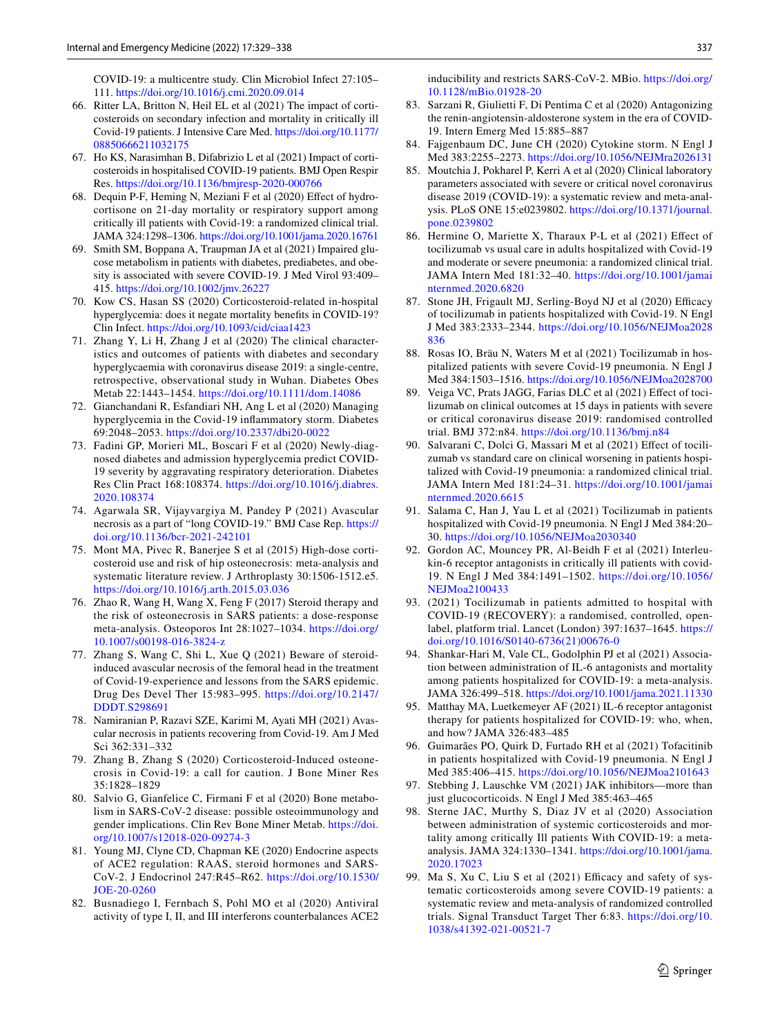COVID-19: a multicentre study. Clin Microbiol Infect 27:105–111. https://doi.org/10.1016/j.cmi.2020.09.014

66. Ritter LA, Britton N, Heil EL et al (2021) The impact of corticosteroids on secondary infection and mortality in critically ill Covid-19 patients. J Intensive Care Med. https://doi.org/10.1177/08850666211032175
67. Ho KS, Narasimhan B, Difabrizio L et al (2021) Impact of corticosteroids in hospitalised COVID-19 patients. BMJ Open Respir Res. https://doi.org/10.1136/bmjresp-2020-000766
68. Dequin P-F, Heming N, Meziani F et al (2020) Effect of hydrocortisone on 21-day mortality or respiratory support among critically ill patients with Covid-19: a randomized clinical trial. JAMA 324:1298–1306. https://doi.org/10.1001/jama.2020.16761
69. Smith SM, Boppana A, Traupman JA et al (2021) Impaired glucose metabolism in patients with diabetes, prediabetes, and obesity is associated with severe COVID-19. J Med Virol 93:409–415. https://doi.org/10.1002/jmv.26227
70. Kow CS, Hasan SS (2020) Corticosteroid-related in-hospital hyperglycemia: does it negate mortality benefits in COVID-19? Clin Infect. https://doi.org/10.1093/cid/ciaa1423
71. Zhang Y, Li H, Zhang J et al (2020) The clinical characteristics and outcomes of patients with diabetes and secondary hyperglycaemia with coronavirus disease 2019: a single-centre, retrospective, observational study in Wuhan. Diabetes Obes Metab 22:1443–1454. https://doi.org/10.1111/dom.14086
72. Gianchandani R, Esfandiari NH, Ang L et al (2020) Managing hyperglycemia in the Covid-19 inflammatory storm. Diabetes 69:2048–2053. https://doi.org/10.2337/dbi20-0022
73. Fadini GP, Morieri ML, Boscari F et al (2020) Newly-diagnosed diabetes and admission hyperglycemia predict COVID-19 severity by aggravating respiratory deterioration. Diabetes Res Clin Pract 168:108374. https://doi.org/10.1016/j.diabres.2020.108374
74. Agarwala SR, Vijayvargiya M, Pandey P (2021) Avascular necrosis as a part of "long COVID-19." BMJ Case Rep. https://doi.org/10.1136/bcr-2021-242101
75. Mont MA, Pivec R, Banerjee S et al (2015) High-dose corticosteroid use and risk of hip osteonecrosis: meta-analysis and systematic literature review. J Arthroplasty 30:1506-1512.e5. https://doi.org/10.1016/j.arth.2015.03.036
76. Zhao R, Wang H, Wang X, Feng F (2017) Steroid therapy and the risk of osteonecrosis in SARS patients: a dose-response meta-analysis. Osteoporos Int 28:1027–1034. https://doi.org/10.1007/s00198-016-3824-z
77. Zhang S, Wang C, Shi L, Xue Q (2021) Beware of steroid-induced avascular necrosis of the femoral head in the treatment of Covid-19-experience and lessons from the SARS epidemic. Drug Des Devel Ther 15:983–995. https://doi.org/10.2147/DDDT.S298691
78. Namiranian P, Razavi SZE, Karimi M, Ayati MH (2021) Avascular necrosis in patients recovering from Covid-19. Am J Med Sci 362:331–332
79. Zhang B, Zhang S (2020) Corticosteroid-Induced osteonecrosis in Covid-19: a call for caution. J Bone Miner Res 35:1828–1829
80. Salvio G, Gianfelice C, Firmani F et al (2020) Bone metabolism in SARS-CoV-2 disease: possible osteoimmunology and gender implications. Clin Rev Bone Miner Metab. https://doi.org/10.1007/s12018-020-09274-3
81. Young MJ, Clyne CD, Chapman KE (2020) Endocrine aspects of ACE2 regulation: RAAS, steroid hormones and SARS-CoV-2. J Endocrinol 247:R45–R62. https://doi.org/10.1530/JOE-20-0260
82. Busnadiego I, Fernbach S, Pohl MO et al (2020) Antiviral activity of type I, II, and III interferons counterbalances ACE2 inducibility and restricts SARS-CoV-2. MBio. https://doi.org/10.1128/mBio.01928-20
83. Sarzani R, Giulietti F, Di Pentima C et al (2020) Antagonizing the renin-angiotensin-aldosterone system in the era of COVID-19. Intern Emerg Med 15:885–887
84. Fajgenbaum DC, June CH (2020) Cytokine storm. N Engl J Med 383:2255–2273. https://doi.org/10.1056/NEJMra2026131
85. Moutchia J, Pokharel P, Kerri A et al (2020) Clinical laboratory parameters associated with severe or critical novel coronavirus disease 2019 (COVID-19): a systematic review and meta-analysis. PLoS ONE 15:e0239802. https://doi.org/10.1371/journal.pone.0239802
86. Hermine O, Mariette X, Tharaux P-L et al (2021) Effect of tocilizumab vs usual care in adults hospitalized with Covid-19 and moderate or severe pneumonia: a randomized clinical trial. JAMA Intern Med 181:32–40. https://doi.org/10.1001/jamainternmed.2020.6820
87. Stone JH, Frigault MJ, Serling-Boyd NJ et al (2020) Efficacy of tocilizumab in patients hospitalized with Covid-19. N Engl J Med 383:2333–2344. https://doi.org/10.1056/NEJMoa2028836
88. Rosas IO, Bräu N, Waters M et al (2021) Tocilizumab in hospitalized patients with severe Covid-19 pneumonia. N Engl J Med 384:1503–1516. https://doi.org/10.1056/NEJMoa2028700
89. Veiga VC, Prats JAGG, Farias DLC et al (2021) Effect of tocilizumab on clinical outcomes at 15 days in patients with severe or critical coronavirus disease 2019: randomised controlled trial. BMJ 372:n84. https://doi.org/10.1136/bmj.n84
90. Salvarani C, Dolci G, Massari M et al (2021) Effect of tocilizumab vs standard care on clinical worsening in patients hospitalized with Covid-19 pneumonia: a randomized clinical trial. JAMA Intern Med 181:24–31. https://doi.org/10.1001/jamainternmed.2020.6615
91. Salama C, Han J, Yau L et al (2021) Tocilizumab in patients hospitalized with Covid-19 pneumonia. N Engl J Med 384:20–30. https://doi.org/10.1056/NEJMoa2030340
92. Gordon AC, Mouncey PR, Al-Beidh F et al (2021) Interleukin-6 receptor antagonists in critically ill patients with covid-19. N Engl J Med 384:1491–1502. https://doi.org/10.1056/NEJMoa2100433
93. (2021) Tocilizumab in patients admitted to hospital with COVID-19 (RECOVERY): a randomised, controlled, open-label, platform trial. Lancet (London) 397:1637–1645. https://doi.org/10.1016/S0140-6736(21)00676-0
94. Shankar-Hari M, Vale CL, Godolphin PJ et al (2021) Association between administration of IL-6 antagonists and mortality among patients hospitalized for COVID-19: a meta-analysis. JAMA 326:499–518. https://doi.org/10.1001/jama.2021.11330
95. Matthay MA, Luetkemeyer AF (2021) IL-6 receptor antagonist therapy for patients hospitalized for COVID-19: who, when, and how? JAMA 326:483–485
96. Guimarães PO, Quirk D, Furtado RH et al (2021) Tofacitinib in patients hospitalized with Covid-19 pneumonia. N Engl J Med 385:406–415. https://doi.org/10.1056/NEJMoa2101643
97. Stebbing J, Lauschke VM (2021) JAK inhibitors—more than just glucocorticoids. N Engl J Med 385:463–465
98. Sterne JAC, Murthy S, Diaz JV et al (2020) Association between administration of systemic corticosteroids and mortality among critically Ill patients With COVID-19: a meta-analysis. JAMA 324:1330–1341. https://doi.org/10.1001/jama.2020.17023
99. Ma S, Xu C, Liu S et al (2021) Efficacy and safety of systematic corticosteroids among severe COVID-19 patients: a systematic review and meta-analysis of randomized controlled trials. Signal Transduct Target Ther 6:83. https://doi.org/10.1038/s41392-021-00521-7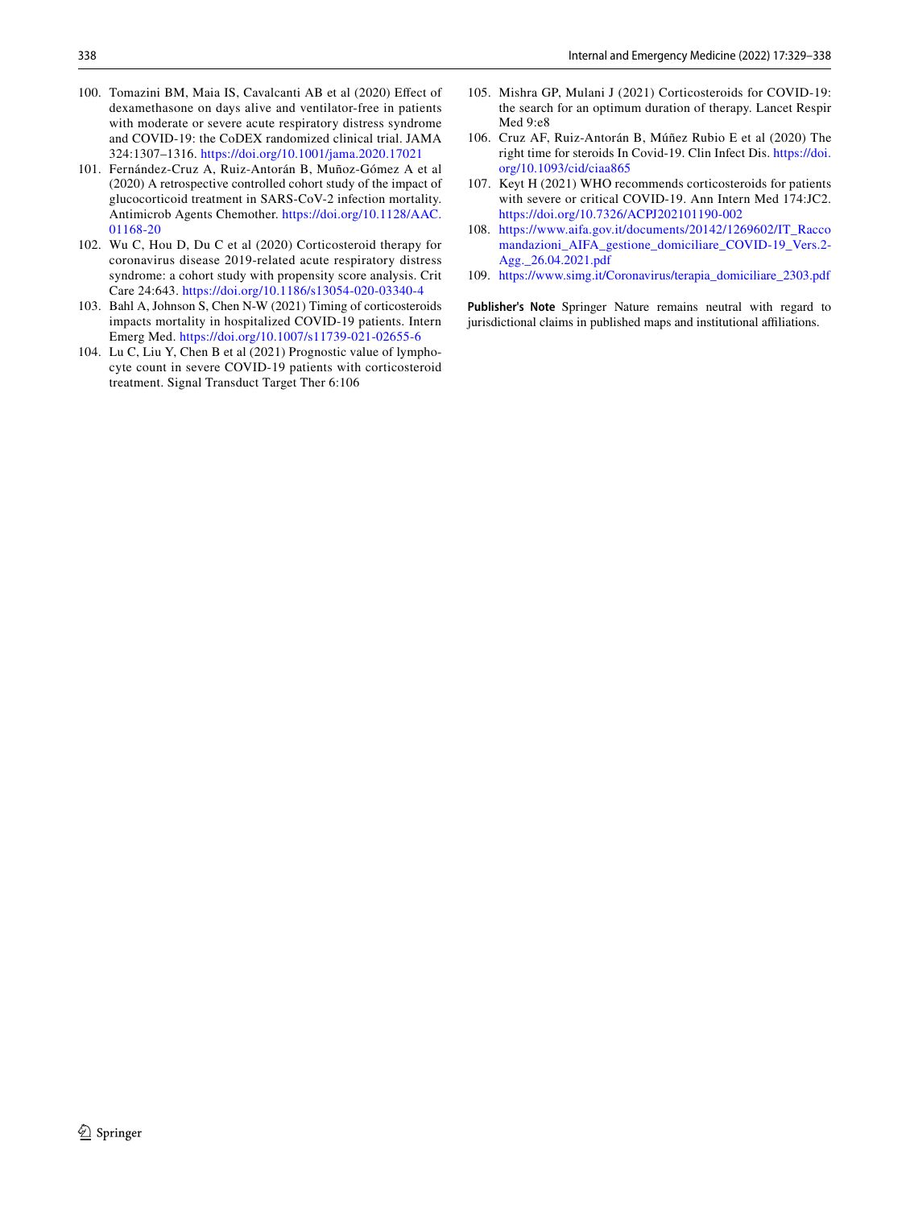100. Tomazini BM, Maia IS, Cavalcanti AB et al (2020) Effect of dexamethasone on days alive and ventilator-free in patients with moderate or severe acute respiratory distress syndrome and COVID-19: the CoDEX randomized clinical trial. JAMA 324:1307–1316. https://doi.org/10.1001/jama.2020.17021
101. Fernández-Cruz A, Ruiz-Antorán B, Muñoz-Gómez A et al (2020) A retrospective controlled cohort study of the impact of glucocorticoid treatment in SARS-CoV-2 infection mortality. Antimicrob Agents Chemother. https://doi.org/10.1128/AAC.01168-20
102. Wu C, Hou D, Du C et al (2020) Corticosteroid therapy for coronavirus disease 2019-related acute respiratory distress syndrome: a cohort study with propensity score analysis. Crit Care 24:643. https://doi.org/10.1186/s13054-020-03340-4
103. Bahl A, Johnson S, Chen N-W (2021) Timing of corticosteroids impacts mortality in hospitalized COVID-19 patients. Intern Emerg Med. https://doi.org/10.1007/s11739-021-02655-6
104. Lu C, Liu Y, Chen B et al (2021) Prognostic value of lymphocyte count in severe COVID-19 patients with corticosteroid treatment. Signal Transduct Target Ther 6:106
105. Mishra GP, Mulani J (2021) Corticosteroids for COVID-19: the search for an optimum duration of therapy. Lancet Respir Med 9:e8
106. Cruz AF, Ruiz-Antorán B, Múñez Rubio E et al (2020) The right time for steroids In Covid-19. Clin Infect Dis. https://doi.org/10.1093/cid/ciaa865
107. Keyt H (2021) WHO recommends corticosteroids for patients with severe or critical COVID-19. Ann Intern Med 174:JC2. https://doi.org/10.7326/ACPJ202101190-002
108. https://www.aifa.gov.it/documents/20142/1269602/IT_Raccomandazioni_AIFA_gestione_domiciliare_COVID-19_Vers.2-Agg._26.04.2021.pdf
109. https://www.simg.it/Coronavirus/terapia_domiciliare_2303.pdf

**Publisher's Note** Springer Nature remains neutral with regard to jurisdictional claims in published maps and institutional affiliations.